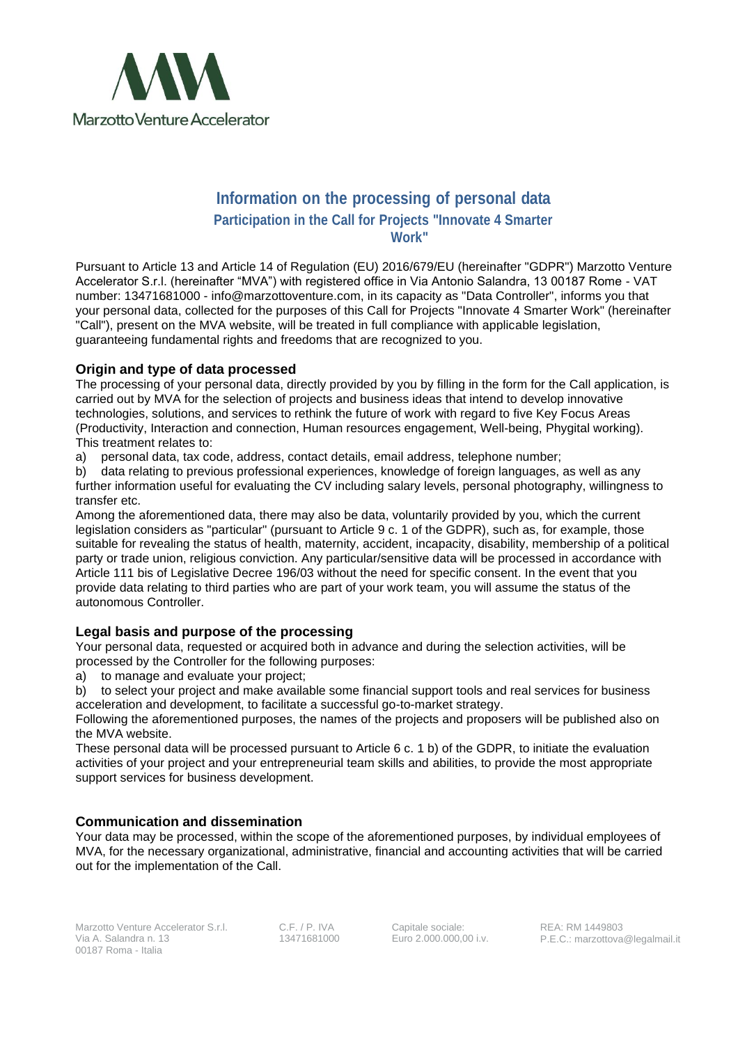# Information on the processing of personal data

## Participation in the Call for Projects "Innovate 4 Smarter Work"

Pursuant to Article 13 and Article 14 of Regulation (EU) 2016/679/EU (hereinafter "GDPR") Marzotto Venture Accelerator S.r.l. (hereinafter "MVA") with registered office in Via Antonio Salandra, 13 00187 Rome - VAT number: 13471681000 - info@marzottoventure.com, in its capacity as "Data Controller", informs you that your personal data, collected for the purposes of this Call for Projects "Innovate 4 Smarter Work" (hereinafter "Call"), present on the MVA website, will be treated in full compliance with applicable legislation, guaranteeing fundamental rights and freedoms that are recognized to you.

### Origin and type of data processed

The processing of your personal data, directly provided by you by filling in the form for the Call application, is carried out by MVA for the selection of projects and business ideas that intend to develop innovative technologies, solutions, and services to rethink the future of work with regard to five Key Focus Areas (Productivity, Interaction and connection, Human resources engagement, Well-being, Phygital working). This treatment relates to:

a) personal data, tax code, address, contact details, email address, telephone number;

b) data relating to previous professional experiences, knowledge of foreign languages, as well as any further information useful for evaluating the CV including salary levels, personal photography, willingness to transfer etc.

Among the aforementioned data, there may also be data, voluntarily provided by you, which the current legislation considers as "particular" (pursuant to Article 9 c. 1 of the GDPR), such as, for example, those suitable for revealing the status of health, maternity, accident, incapacity, disability, membership of a political party or trade union, religious conviction. Any particular/sensitive data will be processed in accordance with Article 111 bis of Legislative Decree 196/03 without the need for specific consent. In the event that you provide data relating to third parties who are part of your work team, you will assume the status of the autonomous Controller.

### Legal basis and purpose of the processing

Your personal data, requested or acquired both in advance and during the selection activities, will be processed by the Controller for the following purposes:

a) to manage and evaluate your project;

b) to select your project and make available some financial support tools and real services for business acceleration and development, to facilitate a successful go-to-market strategy.

Following the aforementioned purposes, the names of the projects and proposers will be published also on the MVA website.

These personal data will be processed pursuant to Article 6 c. 1 b) of the GDPR, to initiate the evaluation activities of your project and your entrepreneurial team skills and abilities, to provide the most appropriate support services for business development.

### Communication and dissemination

Your data may be processed, within the scope of the aforementioned purposes, by individual employees of MVA, for the necessary organizational, administrative, financial and accounting activities that will be carried out for the implementation of the Call.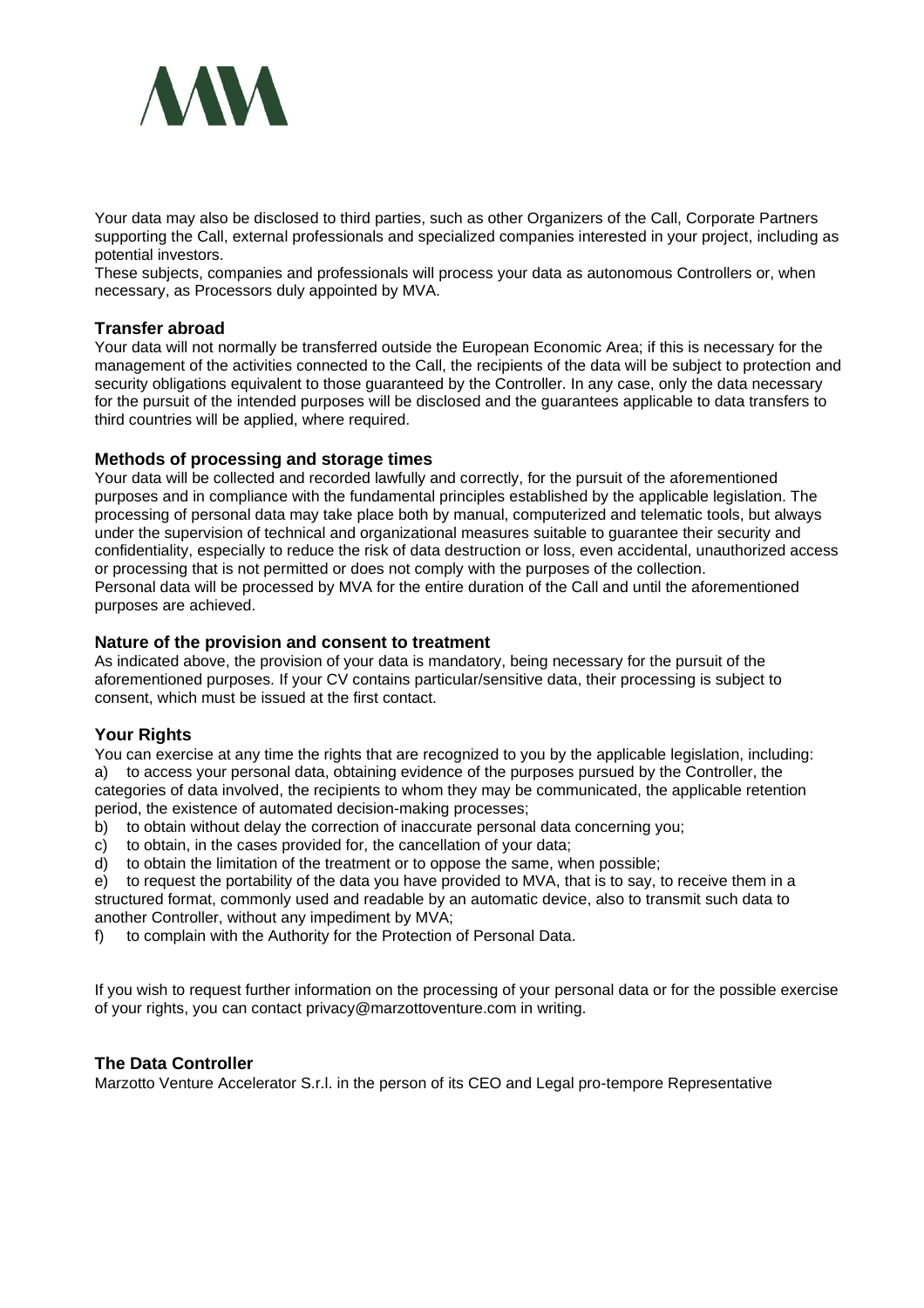Your data may also be disclosed to third parties, such as other Organizers of the Call, Corporate Partners supporting the Call, external professionals and specialized companies interested in your project, including as potential investors.
These subjects, companies and professionals will process your data as autonomous Controllers or, when necessary, as Processors duly appointed by MVA.

## Transfer abroad

Your data will not normally be transferred outside the European Economic Area; if this is necessary for the management of the activities connected to the Call, the recipients of the data will be subject to protection and security obligations equivalent to those guaranteed by the Controller. In any case, only the data necessary for the pursuit of the intended purposes will be disclosed and the guarantees applicable to data transfers to third countries will be applied, where required.

## Methods of processing and storage times

Your data will be collected and recorded lawfully and correctly, for the pursuit of the aforementioned purposes and in compliance with the fundamental principles established by the applicable legislation. The processing of personal data may take place both by manual, computerized and telematic tools, but always under the supervision of technical and organizational measures suitable to guarantee their security and confidentiality, especially to reduce the risk of data destruction or loss, even accidental, unauthorized access or processing that is not permitted or does not comply with the purposes of the collection.
Personal data will be processed by MVA for the entire duration of the Call and until the aforementioned purposes are achieved.

## Nature of the provision and consent to treatment

As indicated above, the provision of your data is mandatory, being necessary for the pursuit of the aforementioned purposes. If your CV contains particular/sensitive data, their processing is subject to consent, which must be issued at the first contact.

## Your Rights

You can exercise at any time the rights that are recognized to you by the applicable legislation, including:

a) to access your personal data, obtaining evidence of the purposes pursued by the Controller, the categories of data involved, the recipients to whom they may be communicated, the applicable retention period, the existence of automated decision-making processes;
b) to obtain without delay the correction of inaccurate personal data concerning you;
c) to obtain, in the cases provided for, the cancellation of your data;
d) to obtain the limitation of the treatment or to oppose the same, when possible;
e) to request the portability of the data you have provided to MVA, that is to say, to receive them in a structured format, commonly used and readable by an automatic device, also to transmit such data to another Controller, without any impediment by MVA;
f) to complain with the Authority for the Protection of Personal Data.

If you wish to request further information on the processing of your personal data or for the possible exercise of your rights, you can contact privacy@marzottoventure.com in writing.

## The Data Controller

Marzotto Venture Accelerator S.r.l. in the person of its CEO and Legal pro-tempore Representative